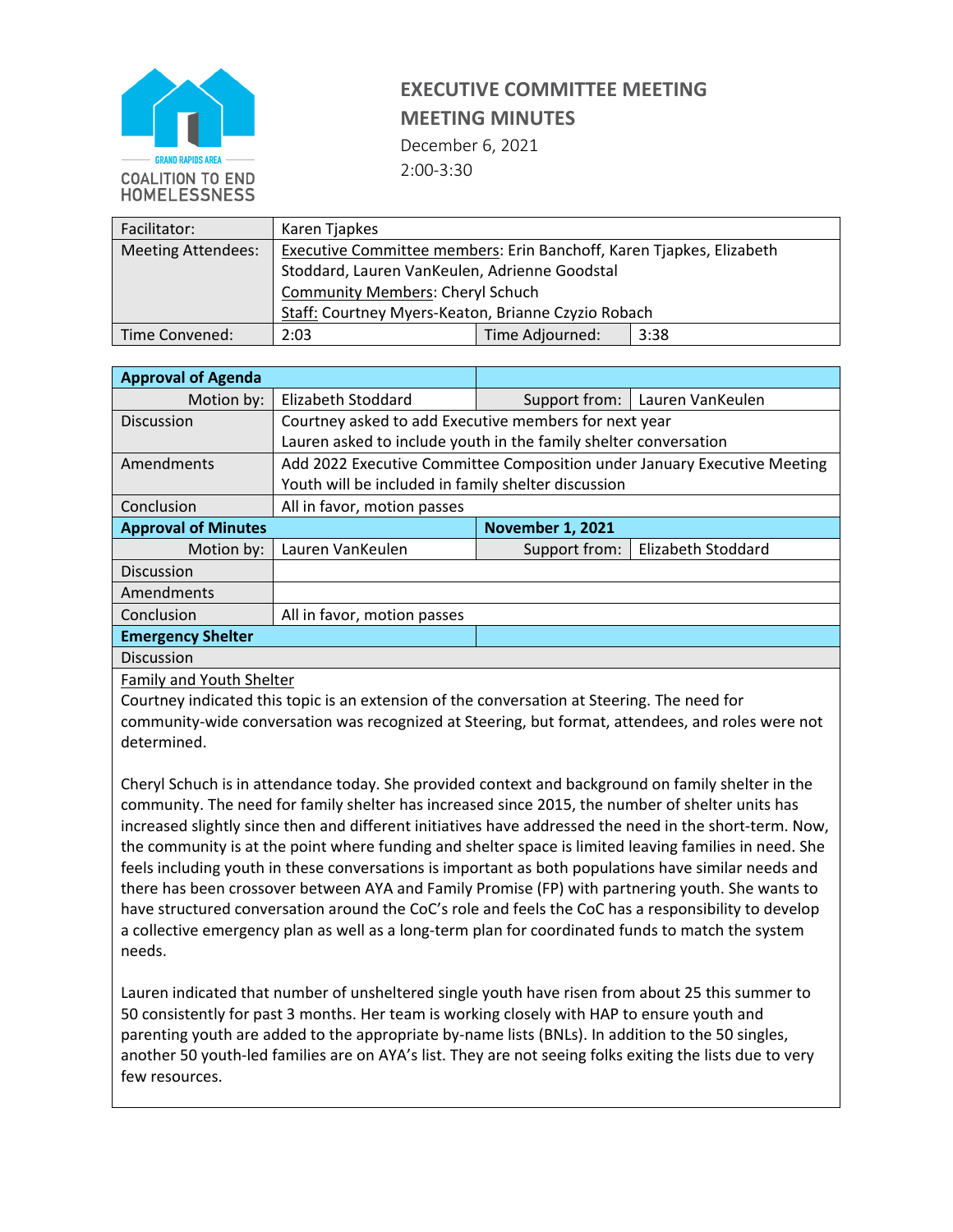GRAND RAPIDS AREA COALITION TO END HOMELESSNESS

# EXECUTIVE COMMITTEE MEETING
# MEETING MINUTES

December 6, 2021
2:00-3:30

| | | | |
|---|---|---|---|
| Facilitator: | Karen Tjapkes | | |
| Meeting Attendees: | Executive Committee members: Erin Banchoff, Karen Tjapkes, Elizabeth Stoddard, Lauren VanKeulen, Adrienne Goodstal<br>Community Members: Cheryl Schuch<br>Staff: Courtney Myers-Keaton, Brianne Czyzio Robach | | |
| Time Convened: | 2:03 | Time Adjourned: | 3:38 |

| **Approval of Agenda** | | | |
|---|---|---|---|
| Motion by: | Elizabeth Stoddard | Support from: | Lauren VanKeulen |
| Discussion | Courtney asked to add Executive members for next year<br>Lauren asked to include youth in the family shelter conversation | | |
| Amendments | Add 2022 Executive Committee Composition under January Executive Meeting<br>Youth will be included in family shelter discussion | | |
| Conclusion | All in favor, motion passes | | |
| **Approval of Minutes** | | **November 1, 2021** | |
| Motion by: | Lauren VanKeulen | Support from: | Elizabeth Stoddard |
| Discussion | | | |
| Amendments | | | |
| Conclusion | All in favor, motion passes | | |
| **Emergency Shelter** | | | |
| Discussion | | | |

Family and Youth Shelter

Courtney indicated this topic is an extension of the conversation at Steering. The need for community-wide conversation was recognized at Steering, but format, attendees, and roles were not determined.

Cheryl Schuch is in attendance today. She provided context and background on family shelter in the community. The need for family shelter has increased since 2015, the number of shelter units has increased slightly since then and different initiatives have addressed the need in the short-term. Now, the community is at the point where funding and shelter space is limited leaving families in need. She feels including youth in these conversations is important as both populations have similar needs and there has been crossover between AYA and Family Promise (FP) with partnering youth. She wants to have structured conversation around the CoC's role and feels the CoC has a responsibility to develop a collective emergency plan as well as a long-term plan for coordinated funds to match the system needs.

Lauren indicated that number of unsheltered single youth have risen from about 25 this summer to 50 consistently for past 3 months. Her team is working closely with HAP to ensure youth and parenting youth are added to the appropriate by-name lists (BNLs). In addition to the 50 singles, another 50 youth-led families are on AYA's list. They are not seeing folks exiting the lists due to very few resources.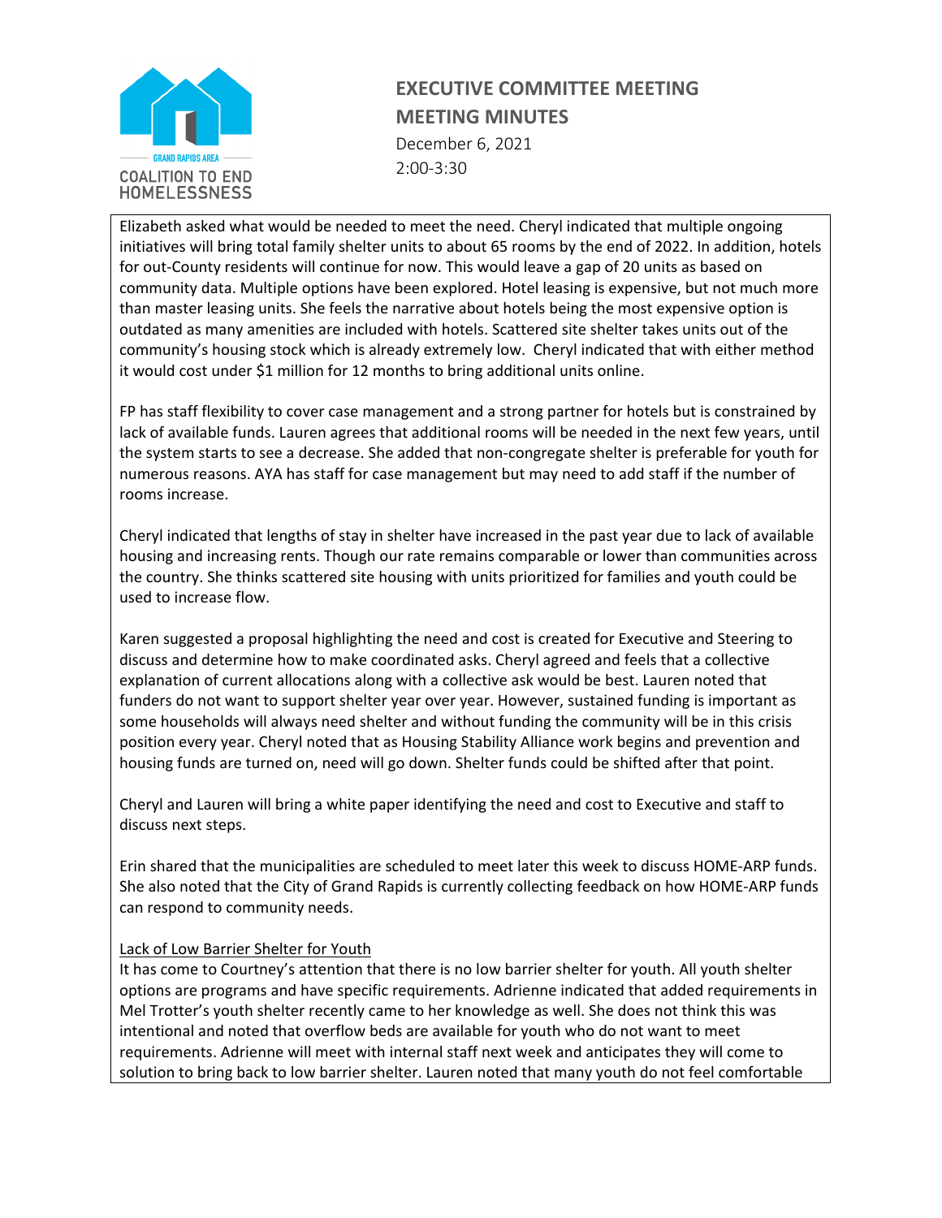# EXECUTIVE COMMITTEE MEETING
## MEETING MINUTES

December 6, 2021
2:00-3:30

Elizabeth asked what would be needed to meet the need. Cheryl indicated that multiple ongoing initiatives will bring total family shelter units to about 65 rooms by the end of 2022. In addition, hotels for out-County residents will continue for now. This would leave a gap of 20 units as based on community data. Multiple options have been explored. Hotel leasing is expensive, but not much more than master leasing units. She feels the narrative about hotels being the most expensive option is outdated as many amenities are included with hotels. Scattered site shelter takes units out of the community's housing stock which is already extremely low. Cheryl indicated that with either method it would cost under $1 million for 12 months to bring additional units online.

FP has staff flexibility to cover case management and a strong partner for hotels but is constrained by lack of available funds. Lauren agrees that additional rooms will be needed in the next few years, until the system starts to see a decrease. She added that non-congregate shelter is preferable for youth for numerous reasons. AYA has staff for case management but may need to add staff if the number of rooms increase.

Cheryl indicated that lengths of stay in shelter have increased in the past year due to lack of available housing and increasing rents. Though our rate remains comparable or lower than communities across the country. She thinks scattered site housing with units prioritized for families and youth could be used to increase flow.

Karen suggested a proposal highlighting the need and cost is created for Executive and Steering to discuss and determine how to make coordinated asks. Cheryl agreed and feels that a collective explanation of current allocations along with a collective ask would be best. Lauren noted that funders do not want to support shelter year over year. However, sustained funding is important as some households will always need shelter and without funding the community will be in this crisis position every year. Cheryl noted that as Housing Stability Alliance work begins and prevention and housing funds are turned on, need will go down. Shelter funds could be shifted after that point.

Cheryl and Lauren will bring a white paper identifying the need and cost to Executive and staff to discuss next steps.

Erin shared that the municipalities are scheduled to meet later this week to discuss HOME-ARP funds. She also noted that the City of Grand Rapids is currently collecting feedback on how HOME-ARP funds can respond to community needs.

Lack of Low Barrier Shelter for Youth

It has come to Courtney's attention that there is no low barrier shelter for youth. All youth shelter options are programs and have specific requirements. Adrienne indicated that added requirements in Mel Trotter's youth shelter recently came to her knowledge as well. She does not think this was intentional and noted that overflow beds are available for youth who do not want to meet requirements. Adrienne will meet with internal staff next week and anticipates they will come to solution to bring back to low barrier shelter. Lauren noted that many youth do not feel comfortable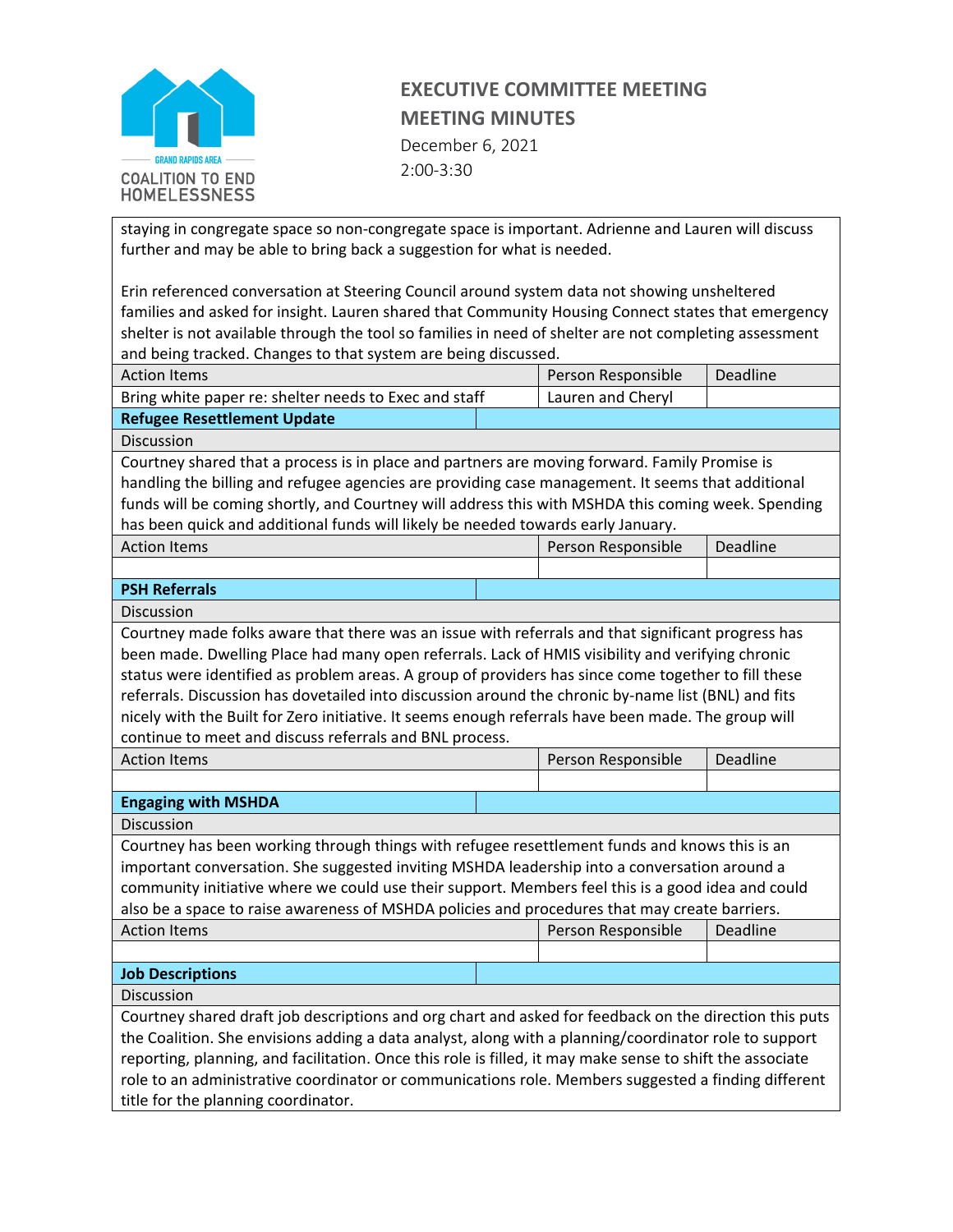# EXECUTIVE COMMITTEE MEETING
## MEETING MINUTES

December 6, 2021
2:00-3:30

staying in congregate space so non-congregate space is important. Adrienne and Lauren will discuss further and may be able to bring back a suggestion for what is needed.

Erin referenced conversation at Steering Council around system data not showing unsheltered families and asked for insight. Lauren shared that Community Housing Connect states that emergency shelter is not available through the tool so families in need of shelter are not completing assessment and being tracked. Changes to that system are being discussed.

| Action Items | Person Responsible | Deadline |
|---|---|---|
| Bring white paper re: shelter needs to Exec and staff | Lauren and Cheryl | |

### Refugee Resettlement Update

**Discussion**

Courtney shared that a process is in place and partners are moving forward. Family Promise is handling the billing and refugee agencies are providing case management. It seems that additional funds will be coming shortly, and Courtney will address this with MSHDA this coming week. Spending has been quick and additional funds will likely be needed towards early January.

| Action Items | Person Responsible | Deadline |
|---|---|---|
| | | |

### PSH Referrals

**Discussion**

Courtney made folks aware that there was an issue with referrals and that significant progress has been made. Dwelling Place had many open referrals. Lack of HMIS visibility and verifying chronic status were identified as problem areas. A group of providers has since come together to fill these referrals. Discussion has dovetailed into discussion around the chronic by-name list (BNL) and fits nicely with the Built for Zero initiative. It seems enough referrals have been made. The group will continue to meet and discuss referrals and BNL process.

| Action Items | Person Responsible | Deadline |
|---|---|---|
| | | |

### Engaging with MSHDA

**Discussion**

Courtney has been working through things with refugee resettlement funds and knows this is an important conversation. She suggested inviting MSHDA leadership into a conversation around a community initiative where we could use their support. Members feel this is a good idea and could also be a space to raise awareness of MSHDA policies and procedures that may create barriers.

| Action Items | Person Responsible | Deadline |
|---|---|---|
| | | |

### Job Descriptions

**Discussion**

Courtney shared draft job descriptions and org chart and asked for feedback on the direction this puts the Coalition. She envisions adding a data analyst, along with a planning/coordinator role to support reporting, planning, and facilitation. Once this role is filled, it may make sense to shift the associate role to an administrative coordinator or communications role. Members suggested a finding different title for the planning coordinator.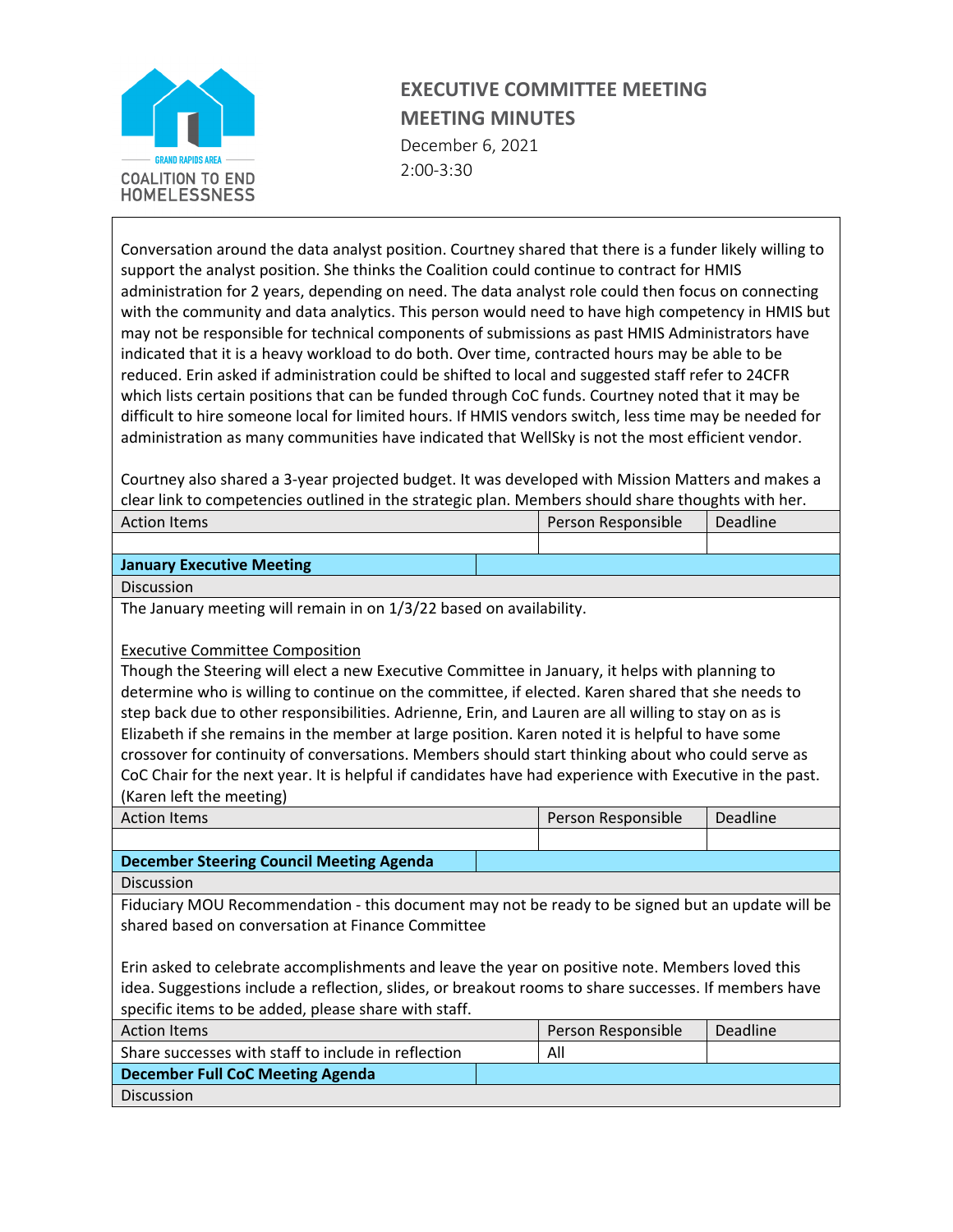# EXECUTIVE COMMITTEE MEETING
# MEETING MINUTES

December 6, 2021
2:00-3:30

Conversation around the data analyst position. Courtney shared that there is a funder likely willing to support the analyst position. She thinks the Coalition could continue to contract for HMIS administration for 2 years, depending on need. The data analyst role could then focus on connecting with the community and data analytics. This person would need to have high competency in HMIS but may not be responsible for technical components of submissions as past HMIS Administrators have indicated that it is a heavy workload to do both. Over time, contracted hours may be able to be reduced. Erin asked if administration could be shifted to local and suggested staff refer to 24CFR which lists certain positions that can be funded through CoC funds. Courtney noted that it may be difficult to hire someone local for limited hours. If HMIS vendors switch, less time may be needed for administration as many communities have indicated that WellSky is not the most efficient vendor.

Courtney also shared a 3-year projected budget. It was developed with Mission Matters and makes a clear link to competencies outlined in the strategic plan. Members should share thoughts with her.

| Action Items | Person Responsible | Deadline |
|---|---|---|
| | | |

**January Executive Meeting**

Discussion

The January meeting will remain in on 1/3/22 based on availability.

Executive Committee Composition

Though the Steering will elect a new Executive Committee in January, it helps with planning to determine who is willing to continue on the committee, if elected. Karen shared that she needs to step back due to other responsibilities. Adrienne, Erin, and Lauren are all willing to stay on as is Elizabeth if she remains in the member at large position. Karen noted it is helpful to have some crossover for continuity of conversations. Members should start thinking about who could serve as CoC Chair for the next year. It is helpful if candidates have had experience with Executive in the past. (Karen left the meeting)

| Action Items | Person Responsible | Deadline |
|---|---|---|
| | | |

**December Steering Council Meeting Agenda**

Discussion

Fiduciary MOU Recommendation - this document may not be ready to be signed but an update will be shared based on conversation at Finance Committee

Erin asked to celebrate accomplishments and leave the year on positive note. Members loved this idea. Suggestions include a reflection, slides, or breakout rooms to share successes. If members have specific items to be added, please share with staff.

| Action Items | Person Responsible | Deadline |
|---|---|---|
| Share successes with staff to include in reflection | All | |

**December Full CoC Meeting Agenda**

Discussion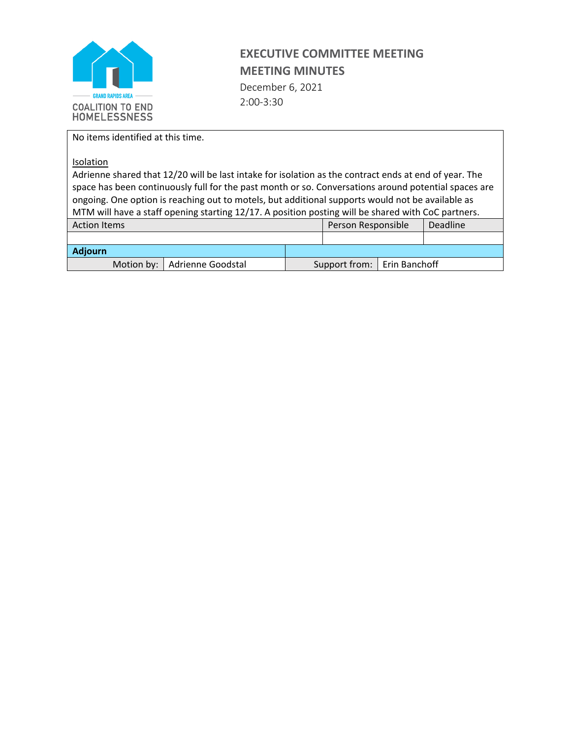# EXECUTIVE COMMITTEE MEETING

## MEETING MINUTES

December 6, 2021

2:00-3:30

No items identified at this time.

Isolation

Adrienne shared that 12/20 will be last intake for isolation as the contract ends at end of year. The space has been continuously full for the past month or so. Conversations around potential spaces are ongoing. One option is reaching out to motels, but additional supports would not be available as MTM will have a staff opening starting 12/17. A position posting will be shared with CoC partners.

| Action Items | Person Responsible | Deadline |
|---|---|---|
| | | |

| **Adjourn** | | | |
|---|---|---|---|
| Motion by: | Adrienne Goodstal | Support from: | Erin Banchoff |